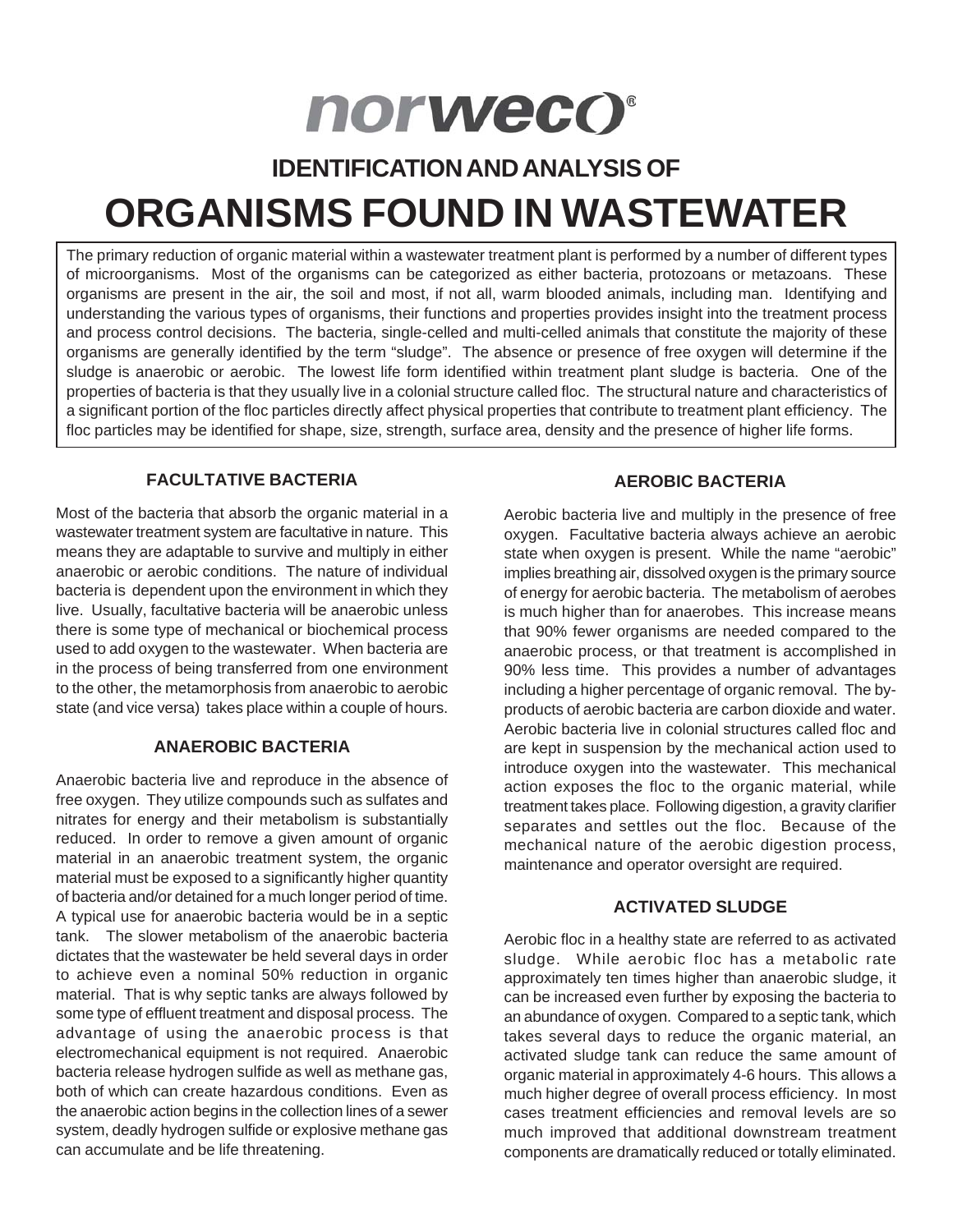# norweco®

## IDENTIFICATION AND ANALYSIS OF

# ORGANISMS FOUND IN WASTEWATER

The primary reduction of organic material within a wastewater treatment plant is performed by a number of different types of microorganisms. Most of the organisms can be categorized as either bacteria, protozoans or metazoans. These organisms are present in the air, the soil and most, if not all, warm blooded animals, including man. Identifying and understanding the various types of organisms, their functions and properties provides insight into the treatment process and process control decisions. The bacteria, single-celled and multi-celled animals that constitute the majority of these organisms are generally identified by the term "sludge". The absence or presence of free oxygen will determine if the sludge is anaerobic or aerobic. The lowest life form identified within treatment plant sludge is bacteria. One of the properties of bacteria is that they usually live in a colonial structure called floc. The structural nature and characteristics of a significant portion of the floc particles directly affect physical properties that contribute to treatment plant efficiency. The floc particles may be identified for shape, size, strength, surface area, density and the presence of higher life forms.

### FACULTATIVE BACTERIA

Most of the bacteria that absorb the organic material in a wastewater treatment system are facultative in nature. This means they are adaptable to survive and multiply in either anaerobic or aerobic conditions. The nature of individual bacteria is dependent upon the environment in which they live. Usually, facultative bacteria will be anaerobic unless there is some type of mechanical or biochemical process used to add oxygen to the wastewater. When bacteria are in the process of being transferred from one environment to the other, the metamorphosis from anaerobic to aerobic state (and vice versa) takes place within a couple of hours.

### ANAEROBIC BACTERIA

Anaerobic bacteria live and reproduce in the absence of free oxygen. They utilize compounds such as sulfates and nitrates for energy and their metabolism is substantially reduced. In order to remove a given amount of organic material in an anaerobic treatment system, the organic material must be exposed to a significantly higher quantity of bacteria and/or detained for a much longer period of time. A typical use for anaerobic bacteria would be in a septic tank. The slower metabolism of the anaerobic bacteria dictates that the wastewater be held several days in order to achieve even a nominal 50% reduction in organic material. That is why septic tanks are always followed by some type of effluent treatment and disposal process. The advantage of using the anaerobic process is that electromechanical equipment is not required. Anaerobic bacteria release hydrogen sulfide as well as methane gas, both of which can create hazardous conditions. Even as the anaerobic action begins in the collection lines of a sewer system, deadly hydrogen sulfide or explosive methane gas can accumulate and be life threatening.

### AEROBIC BACTERIA

Aerobic bacteria live and multiply in the presence of free oxygen. Facultative bacteria always achieve an aerobic state when oxygen is present. While the name "aerobic" implies breathing air, dissolved oxygen is the primary source of energy for aerobic bacteria. The metabolism of aerobes is much higher than for anaerobes. This increase means that 90% fewer organisms are needed compared to the anaerobic process, or that treatment is accomplished in 90% less time. This provides a number of advantages including a higher percentage of organic removal. The by-products of aerobic bacteria are carbon dioxide and water. Aerobic bacteria live in colonial structures called floc and are kept in suspension by the mechanical action used to introduce oxygen into the wastewater. This mechanical action exposes the floc to the organic material, while treatment takes place. Following digestion, a gravity clarifier separates and settles out the floc. Because of the mechanical nature of the aerobic digestion process, maintenance and operator oversight are required.

### ACTIVATED SLUDGE

Aerobic floc in a healthy state are referred to as activated sludge. While aerobic floc has a metabolic rate approximately ten times higher than anaerobic sludge, it can be increased even further by exposing the bacteria to an abundance of oxygen. Compared to a septic tank, which takes several days to reduce the organic material, an activated sludge tank can reduce the same amount of organic material in approximately 4-6 hours. This allows a much higher degree of overall process efficiency. In most cases treatment efficiencies and removal levels are so much improved that additional downstream treatment components are dramatically reduced or totally eliminated.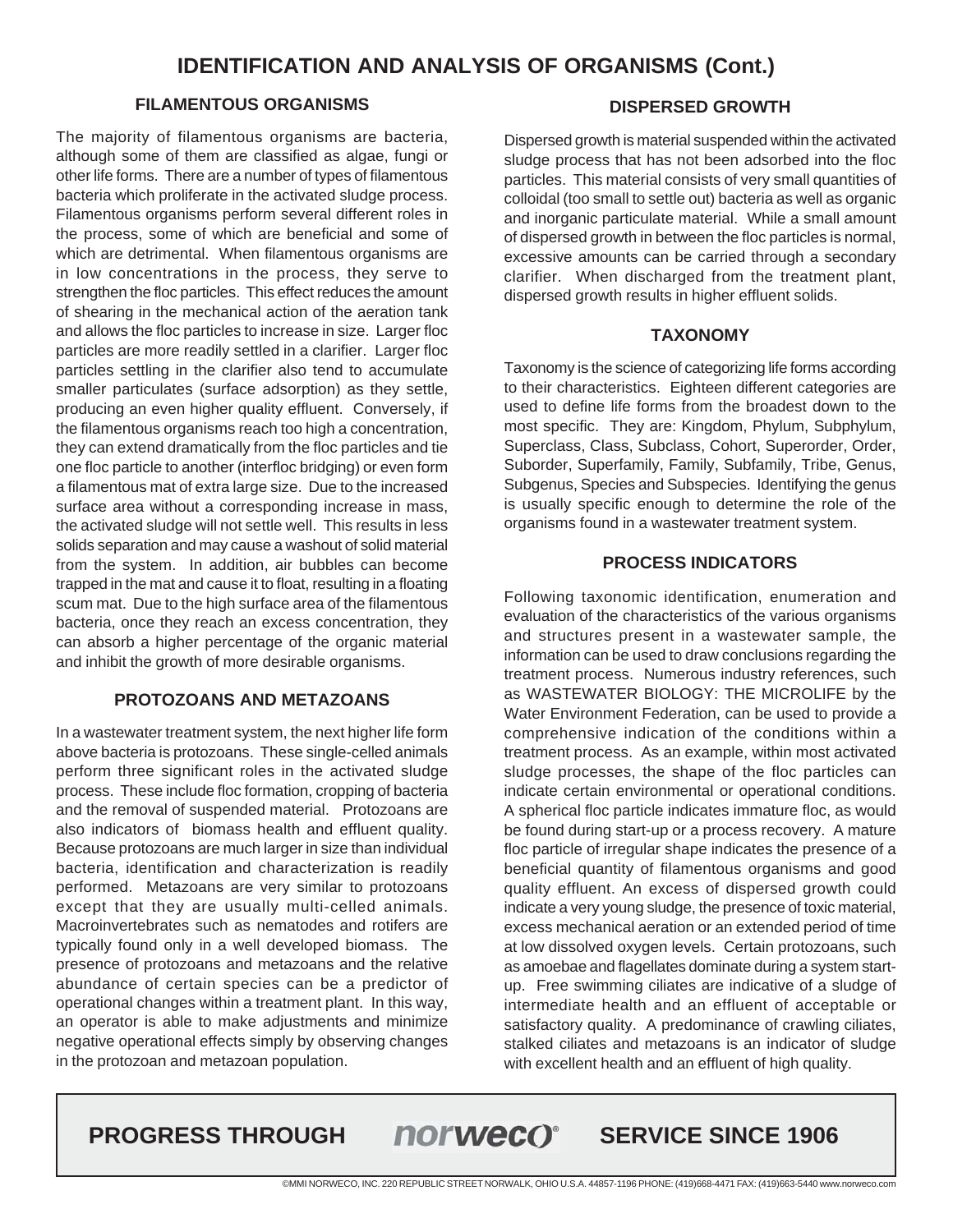# IDENTIFICATION AND ANALYSIS OF ORGANISMS (Cont.)

## FILAMENTOUS ORGANISMS

The majority of filamentous organisms are bacteria, although some of them are classified as algae, fungi or other life forms. There are a number of types of filamentous bacteria which proliferate in the activated sludge process. Filamentous organisms perform several different roles in the process, some of which are beneficial and some of which are detrimental. When filamentous organisms are in low concentrations in the process, they serve to strengthen the floc particles. This effect reduces the amount of shearing in the mechanical action of the aeration tank and allows the floc particles to increase in size. Larger floc particles are more readily settled in a clarifier. Larger floc particles settling in the clarifier also tend to accumulate smaller particulates (surface adsorption) as they settle, producing an even higher quality effluent. Conversely, if the filamentous organisms reach too high a concentration, they can extend dramatically from the floc particles and tie one floc particle to another (interfloc bridging) or even form a filamentous mat of extra large size. Due to the increased surface area without a corresponding increase in mass, the activated sludge will not settle well. This results in less solids separation and may cause a washout of solid material from the system. In addition, air bubbles can become trapped in the mat and cause it to float, resulting in a floating scum mat. Due to the high surface area of the filamentous bacteria, once they reach an excess concentration, they can absorb a higher percentage of the organic material and inhibit the growth of more desirable organisms.

## PROTOZOANS AND METAZOANS

In a wastewater treatment system, the next higher life form above bacteria is protozoans. These single-celled animals perform three significant roles in the activated sludge process. These include floc formation, cropping of bacteria and the removal of suspended material. Protozoans are also indicators of biomass health and effluent quality. Because protozoans are much larger in size than individual bacteria, identification and characterization is readily performed. Metazoans are very similar to protozoans except that they are usually multi-celled animals. Macroinvertebrates such as nematodes and rotifers are typically found only in a well developed biomass. The presence of protozoans and metazoans and the relative abundance of certain species can be a predictor of operational changes within a treatment plant. In this way, an operator is able to make adjustments and minimize negative operational effects simply by observing changes in the protozoan and metazoan population.

## DISPERSED GROWTH

Dispersed growth is material suspended within the activated sludge process that has not been adsorbed into the floc particles. This material consists of very small quantities of colloidal (too small to settle out) bacteria as well as organic and inorganic particulate material. While a small amount of dispersed growth in between the floc particles is normal, excessive amounts can be carried through a secondary clarifier. When discharged from the treatment plant, dispersed growth results in higher effluent solids.

## TAXONOMY

Taxonomy is the science of categorizing life forms according to their characteristics. Eighteen different categories are used to define life forms from the broadest down to the most specific. They are: Kingdom, Phylum, Subphylum, Superclass, Class, Subclass, Cohort, Superorder, Order, Suborder, Superfamily, Family, Subfamily, Tribe, Genus, Subgenus, Species and Subspecies. Identifying the genus is usually specific enough to determine the role of the organisms found in a wastewater treatment system.

## PROCESS INDICATORS

Following taxonomic identification, enumeration and evaluation of the characteristics of the various organisms and structures present in a wastewater sample, the information can be used to draw conclusions regarding the treatment process. Numerous industry references, such as WASTEWATER BIOLOGY: THE MICROLIFE by the Water Environment Federation, can be used to provide a comprehensive indication of the conditions within a treatment process. As an example, within most activated sludge processes, the shape of the floc particles can indicate certain environmental or operational conditions. A spherical floc particle indicates immature floc, as would be found during start-up or a process recovery. A mature floc particle of irregular shape indicates the presence of a beneficial quantity of filamentous organisms and good quality effluent. An excess of dispersed growth could indicate a very young sludge, the presence of toxic material, excess mechanical aeration or an extended period of time at low dissolved oxygen levels. Certain protozoans, such as amoebae and flagellates dominate during a system start-up. Free swimming ciliates are indicative of a sludge of intermediate health and an effluent of acceptable or satisfactory quality. A predominance of crawling ciliates, stalked ciliates and metazoans is an indicator of sludge with excellent health and an effluent of high quality.

**PROGRESS THROUGH norweco® SERVICE SINCE 1906**

©MMI NORWECO, INC. 220 REPUBLIC STREET NORWALK, OHIO U.S.A. 44857-1196 PHONE: (419)668-4471 FAX: (419)663-5440 www.norweco.com